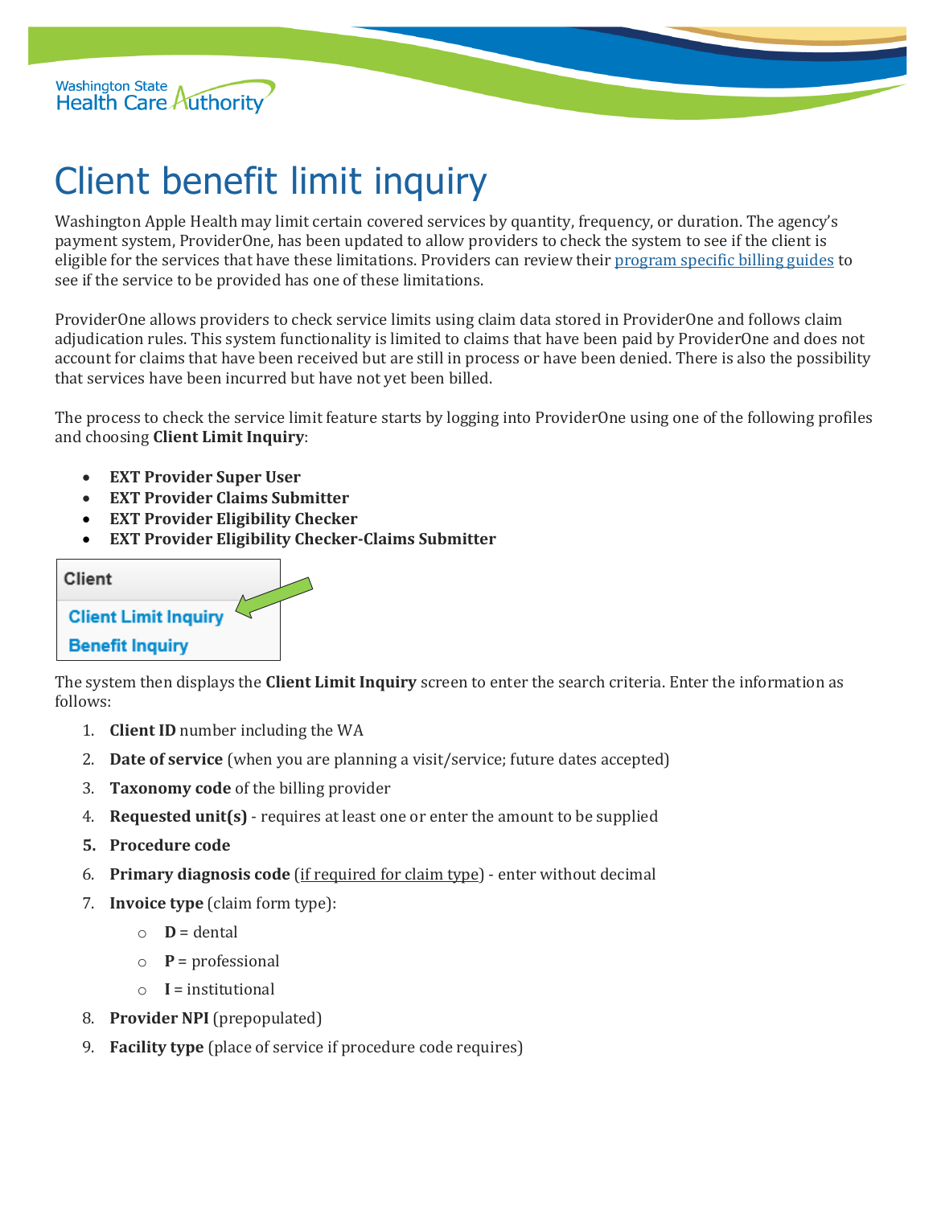# Client benefit limit inquiry

Washington Apple Health may limit certain covered services by quantity, frequency, or duration. The agency's payment system, ProviderOne, has been updated to allow providers to check the system to see if the client is eligible for the services that have these limitations. Providers can review their [program specific billing guides](program specific billing guides) to see if the service to be provided has one of these limitations.

ProviderOne allows providers to check service limits using claim data stored in ProviderOne and follows claim adjudication rules. This system functionality is limited to claims that have been paid by ProviderOne and does not account for claims that have been received but are still in process or have been denied. There is also the possibility that services have been incurred but have not yet been billed.

The process to check the service limit feature starts by logging into ProviderOne using one of the following profiles and choosing **Client Limit Inquiry**:

- **EXT Provider Super User**
- **EXT Provider Claims Submitter**
- **EXT Provider Eligibility Checker**
- **EXT Provider Eligibility Checker-Claims Submitter**

Client

Client Limit Inquiry

Benefit Inquiry

The system then displays the **Client Limit Inquiry** screen to enter the search criteria. Enter the information as follows:

1. **Client ID** number including the WA
2. **Date of service** (when you are planning a visit/service; future dates accepted)
3. **Taxonomy code** of the billing provider
4. **Requested unit(s)** - requires at least one or enter the amount to be supplied
5. **Procedure code**
6. **Primary diagnosis code** (if required for claim type) - enter without decimal
7. **Invoice type** (claim form type):
    - **D** = dental
    - **P** = professional
    - **I** = institutional
8. **Provider NPI** (prepopulated)
9. **Facility type** (place of service if procedure code requires)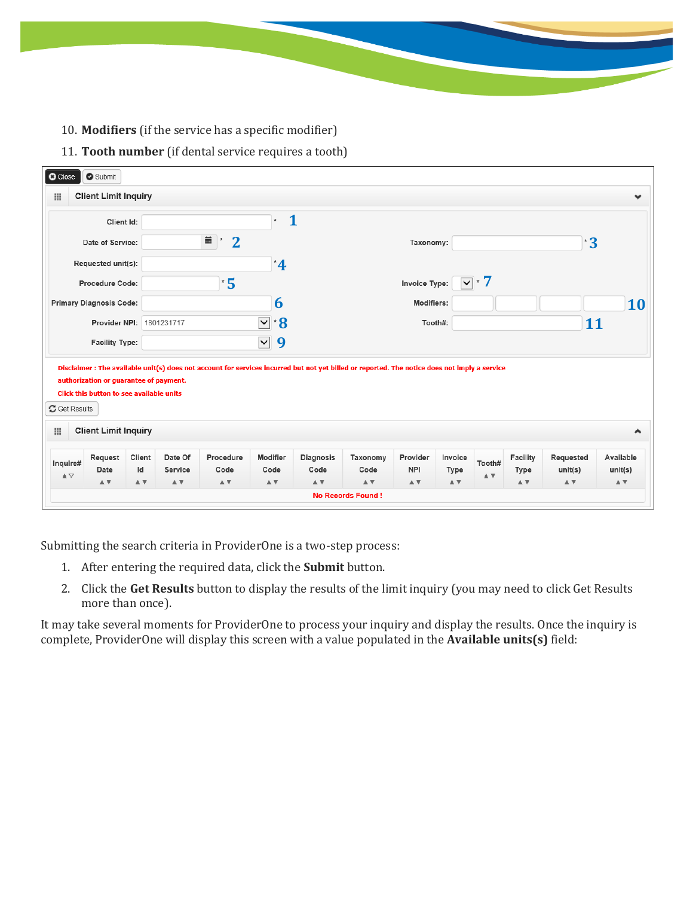10. **Modifiers** (if the service has a specific modifier)
11. **Tooth number** (if dental service requires a tooth)

Close | Submit

**Client Limit Inquiry**

| Field | Marker | Field | Marker |
|---|---|---|---|
| Client Id: * | 1 | | |
| Date of Service: * | 2 | Taxonomy: * | 3 |
| Requested unit(s): * | 4 | | |
| Procedure Code: * | 5 | Invoice Type: * | 7 |
| Primary Diagnosis Code: | 6 | Modifiers: | 10 |
| Provider NPI: 1801231717 * | 8 | Tooth#: | 11 |
| Facility Type: | 9 | | |

Disclaimer : The available unit(s) does not account for services incurred but not yet billed or reported. The notice does not imply a service authorization or guarantee of payment.

Click this button to see available units

Get Results

**Client Limit Inquiry**

| Inquire# | Request Date | Client Id | Date Of Service | Procedure Code | Modifier Code | Diagnosis Code | Taxonomy Code | Provider NPI | Invoice Type | Tooth# | Facility Type | Requested unit(s) | Available unit(s) |
|---|---|---|---|---|---|---|---|---|---|---|---|---|---|
| No Records Found ! | | | | | | | | | | | | | |

Submitting the search criteria in ProviderOne is a two-step process:

1. After entering the required data, click the **Submit** button.
2. Click the **Get Results** button to display the results of the limit inquiry (you may need to click Get Results more than once).

It may take several moments for ProviderOne to process your inquiry and display the results. Once the inquiry is complete, ProviderOne will display this screen with a value populated in the **Available units(s)** field: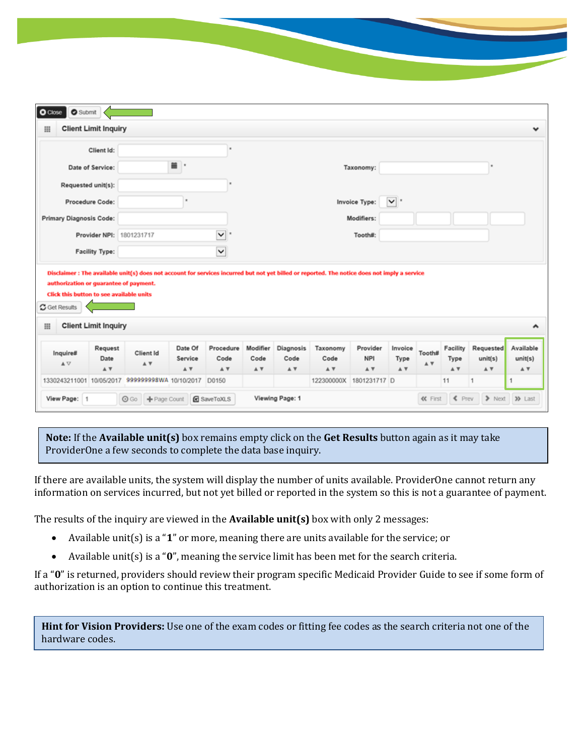Close Submit

**Client Limit Inquiry**

Client Id: *

Date of Service: *

Taxonomy: *

Requested unit(s): *

Procedure Code: *

Invoice Type: *

Primary Diagnosis Code:

Modifiers:

Provider NPI: 1801231717 *

Tooth#:

Facility Type:

Disclaimer : The available unit(s) does not account for services incurred but not yet billed or reported. The notice does not imply a service authorization or guarantee of payment.

Click this button to see available units

Get Results

**Client Limit Inquiry**

| Inquire# | Request Date | Client Id | Date Of Service | Procedure Code | Modifier Code | Diagnosis Code | Taxonomy Code | Provider NPI | Invoice Type | Tooth# | Facility Type | Requested unit(s) | Available unit(s) |
|---|---|---|---|---|---|---|---|---|---|---|---|---|---|
| 1330243211001 | 10/05/2017 | 999999998WA | 10/10/2017 | D0150 | | | 122300000X | 1801231717 | D | | 11 | 1 | 1 |

View Page: 1 Go Page Count SaveToXLS Viewing Page: 1 First Prev Next Last

> **Note:** If the **Available unit(s)** box remains empty click on the **Get Results** button again as it may take ProviderOne a few seconds to complete the data base inquiry.

If there are available units, the system will display the number of units available. ProviderOne cannot return any information on services incurred, but not yet billed or reported in the system so this is not a guarantee of payment.

The results of the inquiry are viewed in the **Available unit(s)** box with only 2 messages:

- Available unit(s) is a "**1**" or more, meaning there are units available for the service; or
- Available unit(s) is a "**0**", meaning the service limit has been met for the search criteria.

If a "**0**" is returned, providers should review their program specific Medicaid Provider Guide to see if some form of authorization is an option to continue this treatment.

> **Hint for Vision Providers:** Use one of the exam codes or fitting fee codes as the search criteria not one of the hardware codes.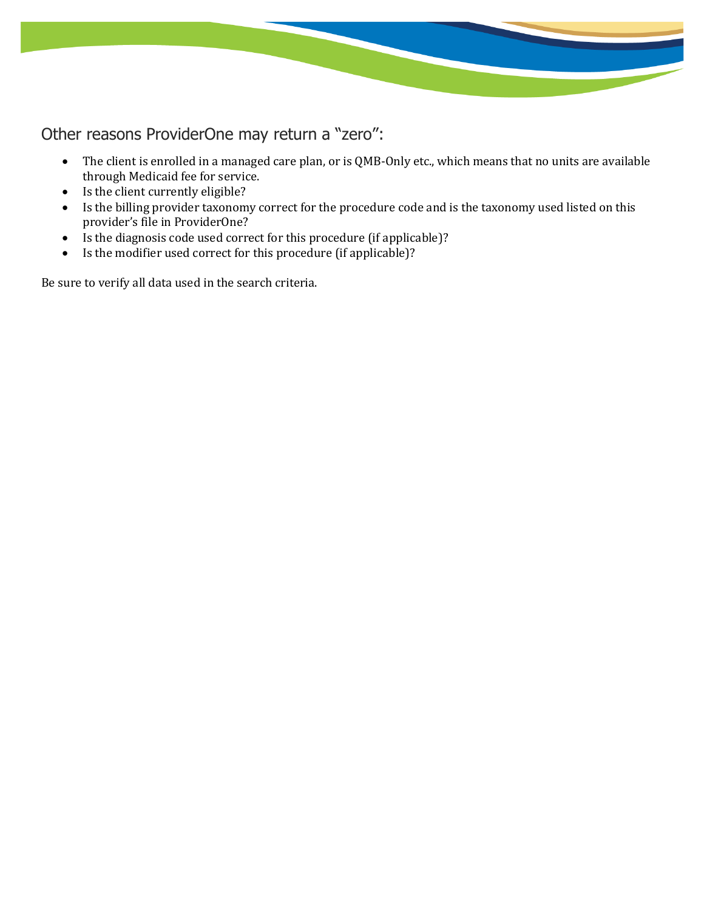## Other reasons ProviderOne may return a "zero":

- The client is enrolled in a managed care plan, or is QMB-Only etc., which means that no units are available through Medicaid fee for service.
- Is the client currently eligible?
- Is the billing provider taxonomy correct for the procedure code and is the taxonomy used listed on this provider's file in ProviderOne?
- Is the diagnosis code used correct for this procedure (if applicable)?
- Is the modifier used correct for this procedure (if applicable)?

Be sure to verify all data used in the search criteria.